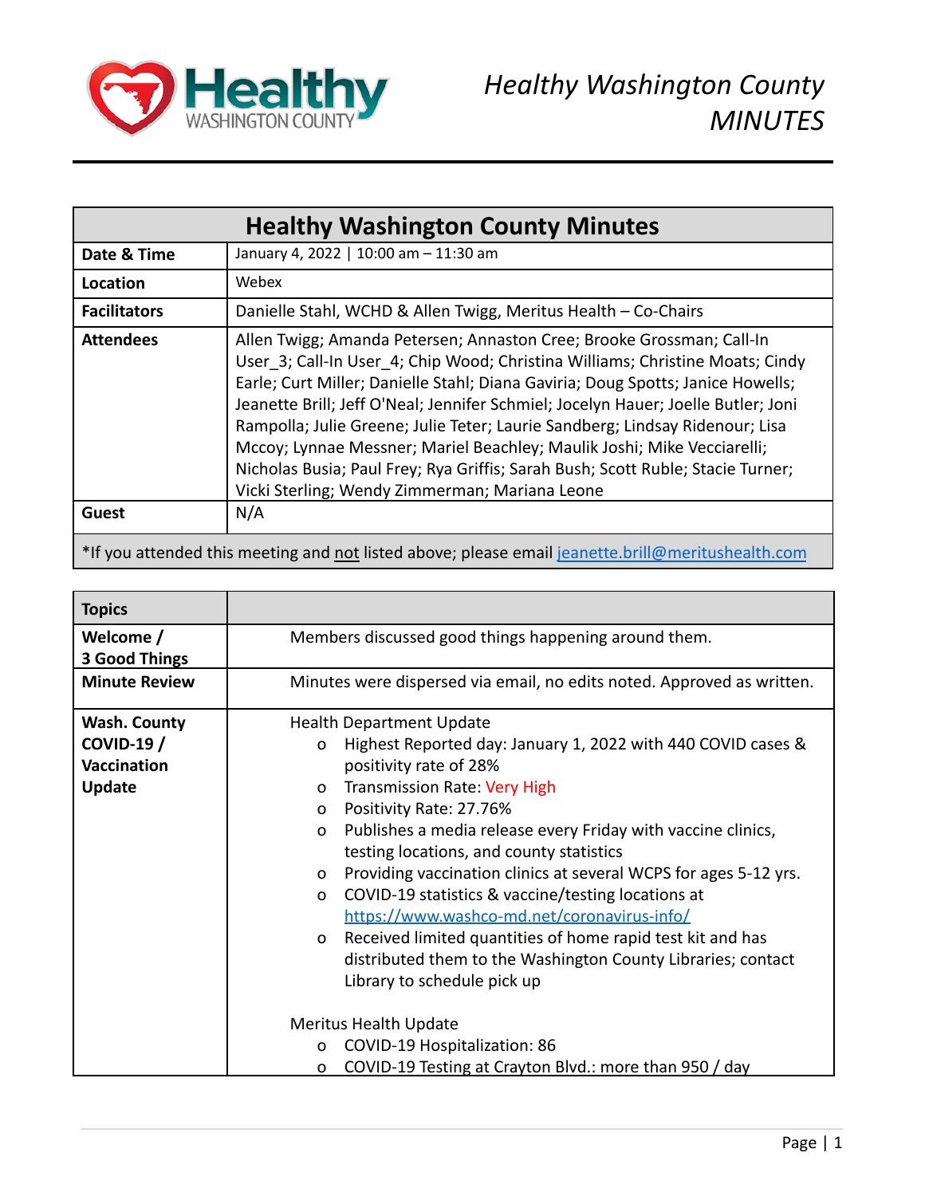# Healthy Washington County MINUTES

| Healthy Washington County Minutes | |
|---|---|
| **Date & Time** | January 4, 2022 \| 10:00 am – 11:30 am |
| **Location** | Webex |
| **Facilitators** | Danielle Stahl, WCHD & Allen Twigg, Meritus Health – Co-Chairs |
| **Attendees** | Allen Twigg; Amanda Petersen; Annaston Cree; Brooke Grossman; Call-In User_3; Call-In User_4; Chip Wood; Christina Williams; Christine Moats; Cindy Earle; Curt Miller; Danielle Stahl; Diana Gaviria; Doug Spotts; Janice Howells; Jeanette Brill; Jeff O'Neal; Jennifer Schmiel; Jocelyn Hauer; Joelle Butler; Joni Rampolla; Julie Greene; Julie Teter; Laurie Sandberg; Lindsay Ridenour; Lisa Mccoy; Lynnae Messner; Mariel Beachley; Maulik Joshi; Mike Vecciarelli; Nicholas Busia; Paul Frey; Rya Griffis; Sarah Bush; Scott Ruble; Stacie Turner; Vicki Sterling; Wendy Zimmerman; Mariana Leone |
| **Guest** | N/A |

*If you attended this meeting and not listed above; please email jeanette.brill@meritushealth.com

| **Topics** | |
|---|---|
| **Welcome / 3 Good Things** | Members discussed good things happening around them. |
| **Minute Review** | Minutes were dispersed via email, no edits noted. Approved as written. |
| **Wash. County COVID-19 / Vaccination Update** | Health Department Update<br>o Highest Reported day: January 1, 2022 with 440 COVID cases & positivity rate of 28%<br>o Transmission Rate: Very High<br>o Positivity Rate: 27.76%<br>o Publishes a media release every Friday with vaccine clinics, testing locations, and county statistics<br>o Providing vaccination clinics at several WCPS for ages 5-12 yrs.<br>o COVID-19 statistics & vaccine/testing locations at https://www.washco-md.net/coronavirus-info/<br>o Received limited quantities of home rapid test kit and has distributed them to the Washington County Libraries; contact Library to schedule pick up<br><br>Meritus Health Update<br>o COVID-19 Hospitalization: 86<br>o COVID-19 Testing at Crayton Blvd.: more than 950 / day |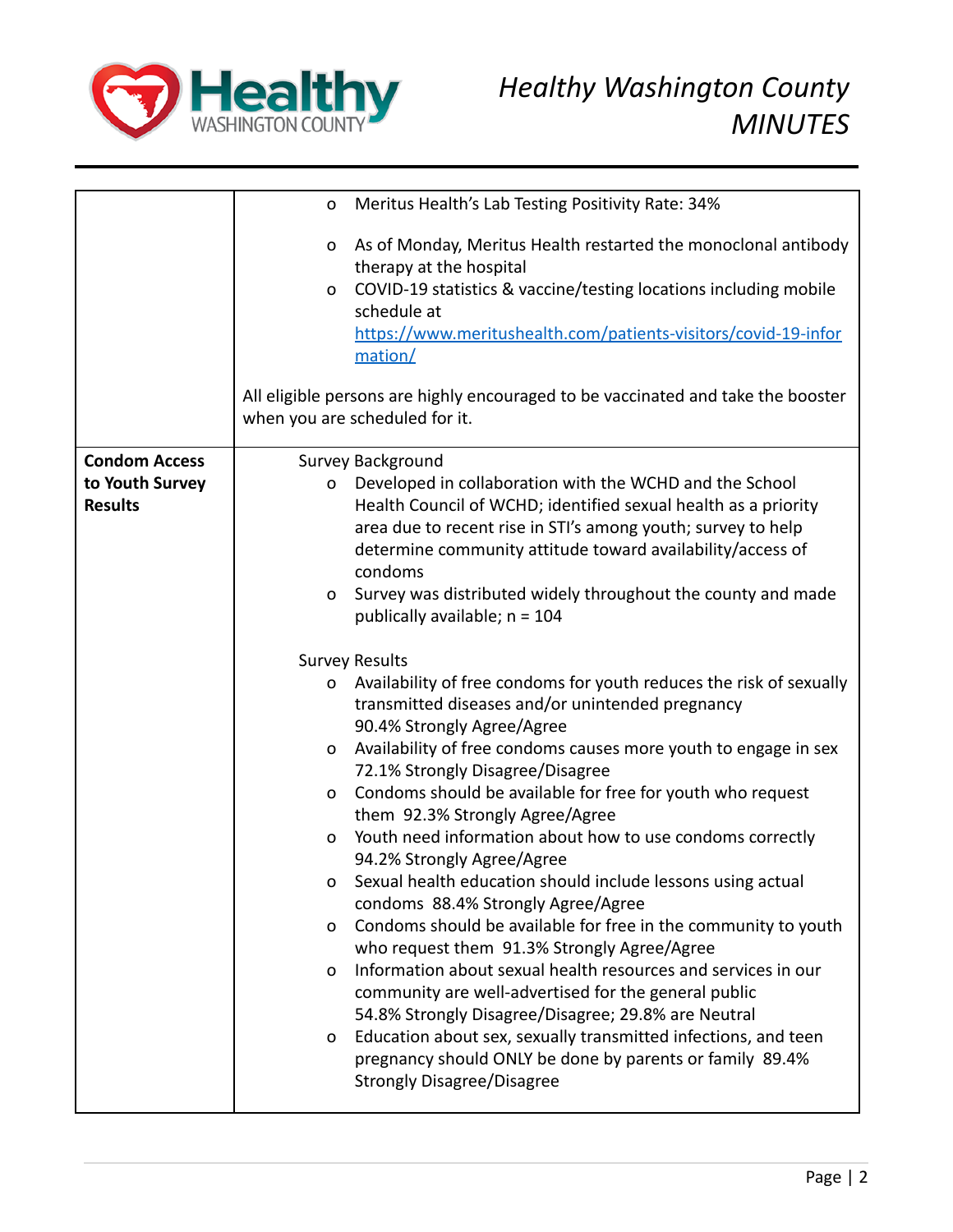| | |
|---|---|
| | o Meritus Health's Lab Testing Positivity Rate: 34%<br><br>o As of Monday, Meritus Health restarted the monoclonal antibody therapy at the hospital<br>o COVID-19 statistics & vaccine/testing locations including mobile schedule at https://www.meritushealth.com/patients-visitors/covid-19-information/<br><br>All eligible persons are highly encouraged to be vaccinated and take the booster when you are scheduled for it. |
| **Condom Access to Youth Survey Results** | Survey Background<br>o Developed in collaboration with the WCHD and the School Health Council of WCHD; identified sexual health as a priority area due to recent rise in STI's among youth; survey to help determine community attitude toward availability/access of condoms<br>o Survey was distributed widely throughout the county and made publically available; n = 104<br><br>Survey Results<br>o Availability of free condoms for youth reduces the risk of sexually transmitted diseases and/or unintended pregnancy 90.4% Strongly Agree/Agree<br>o Availability of free condoms causes more youth to engage in sex 72.1% Strongly Disagree/Disagree<br>o Condoms should be available for free for youth who request them 92.3% Strongly Agree/Agree<br>o Youth need information about how to use condoms correctly 94.2% Strongly Agree/Agree<br>o Sexual health education should include lessons using actual condoms 88.4% Strongly Agree/Agree<br>o Condoms should be available for free in the community to youth who request them 91.3% Strongly Agree/Agree<br>o Information about sexual health resources and services in our community are well-advertised for the general public 54.8% Strongly Disagree/Disagree; 29.8% are Neutral<br>o Education about sex, sexually transmitted infections, and teen pregnancy should ONLY be done by parents or family 89.4% Strongly Disagree/Disagree |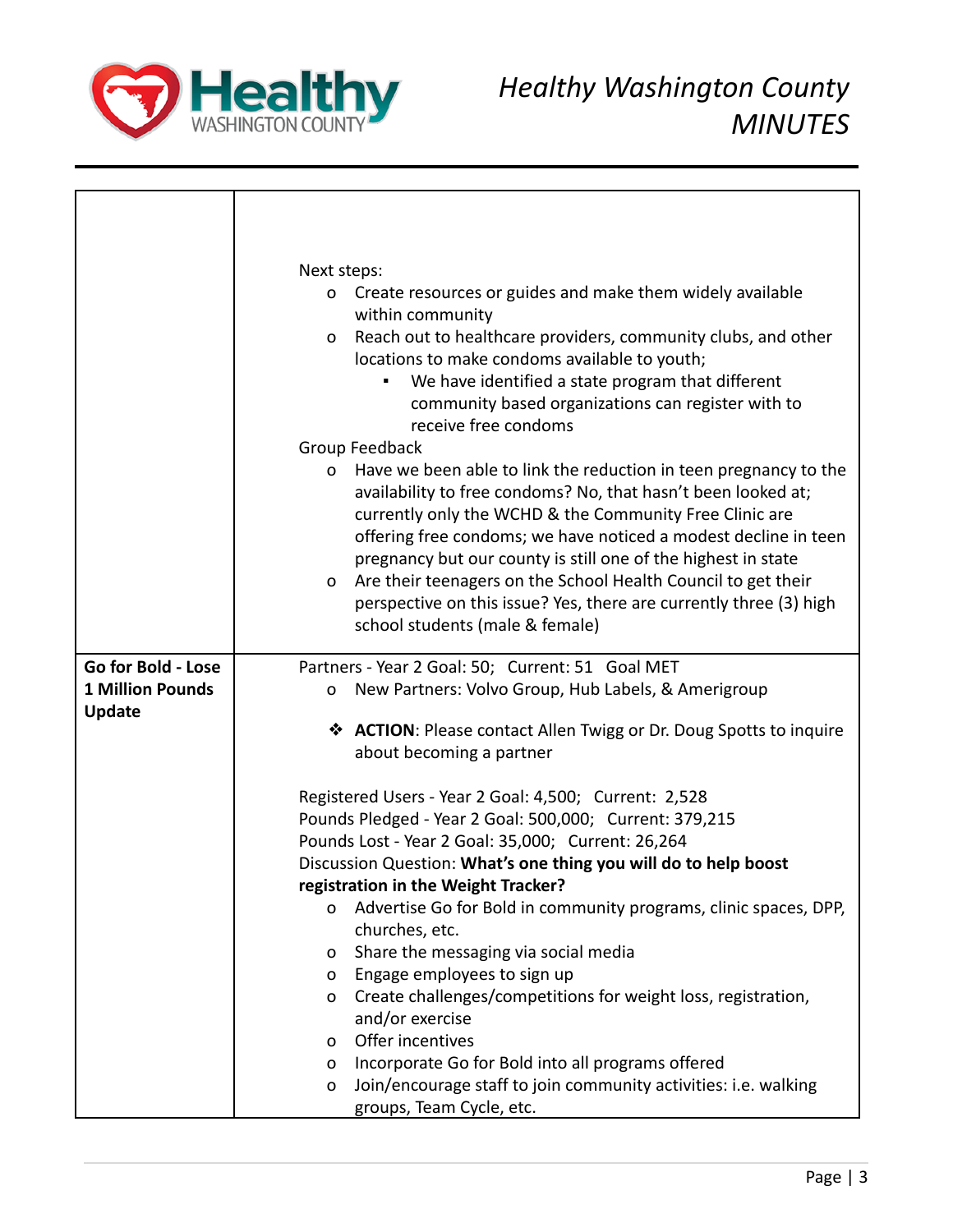| | |
|---|---|
| | Next steps:<br>o Create resources or guides and make them widely available within community<br>o Reach out to healthcare providers, community clubs, and other locations to make condoms available to youth;<br>▪ We have identified a state program that different community based organizations can register with to receive free condoms<br>Group Feedback<br>o Have we been able to link the reduction in teen pregnancy to the availability to free condoms? No, that hasn't been looked at; currently only the WCHD & the Community Free Clinic are offering free condoms; we have noticed a modest decline in teen pregnancy but our county is still one of the highest in state<br>o Are their teenagers on the School Health Council to get their perspective on this issue? Yes, there are currently three (3) high school students (male & female) |
| **Go for Bold - Lose 1 Million Pounds Update** | Partners - Year 2 Goal: 50; Current: 51 Goal MET<br>o New Partners: Volvo Group, Hub Labels, & Amerigroup<br>❖ **ACTION**: Please contact Allen Twigg or Dr. Doug Spotts to inquire about becoming a partner<br><br>Registered Users - Year 2 Goal: 4,500; Current: 2,528<br>Pounds Pledged - Year 2 Goal: 500,000; Current: 379,215<br>Pounds Lost - Year 2 Goal: 35,000; Current: 26,264<br>Discussion Question: **What's one thing you will do to help boost registration in the Weight Tracker?**<br>o Advertise Go for Bold in community programs, clinic spaces, DPP, churches, etc.<br>o Share the messaging via social media<br>o Engage employees to sign up<br>o Create challenges/competitions for weight loss, registration, and/or exercise<br>o Offer incentives<br>o Incorporate Go for Bold into all programs offered<br>o Join/encourage staff to join community activities: i.e. walking groups, Team Cycle, etc. |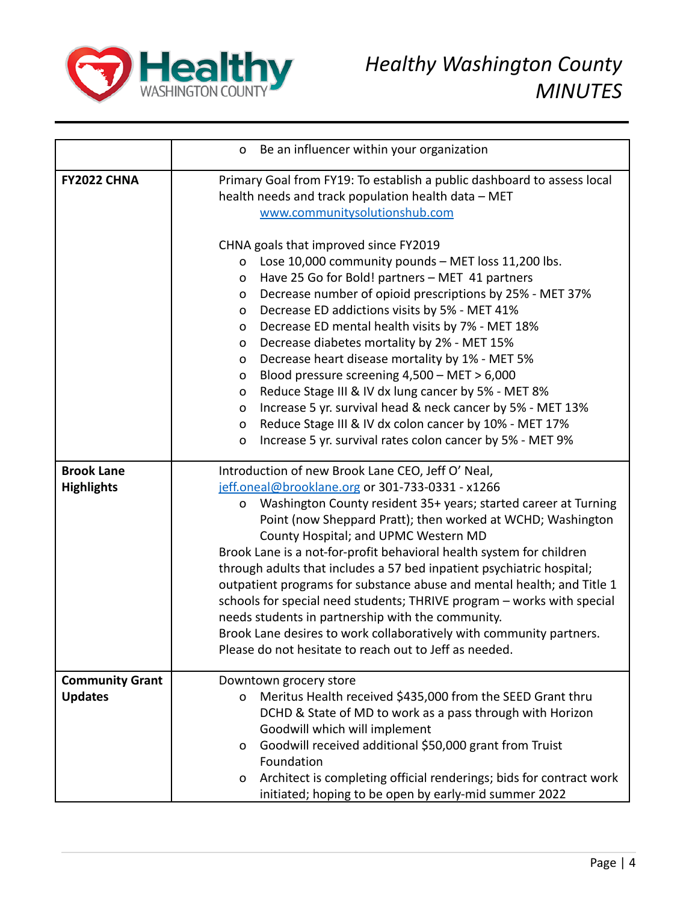| | |
|---|---|
| | o Be an influencer within your organization |
| **FY2022 CHNA** | Primary Goal from FY19: To establish a public dashboard to assess local health needs and track population health data – MET [www.communitysolutionshub.com](http://www.communitysolutionshub.com)<br><br>CHNA goals that improved since FY2019<br>o Lose 10,000 community pounds – MET loss 11,200 lbs.<br>o Have 25 Go for Bold! partners – MET 41 partners<br>o Decrease number of opioid prescriptions by 25% - MET 37%<br>o Decrease ED addictions visits by 5% - MET 41%<br>o Decrease ED mental health visits by 7% - MET 18%<br>o Decrease diabetes mortality by 2% - MET 15%<br>o Decrease heart disease mortality by 1% - MET 5%<br>o Blood pressure screening 4,500 – MET > 6,000<br>o Reduce Stage III & IV dx lung cancer by 5% - MET 8%<br>o Increase 5 yr. survival head & neck cancer by 5% - MET 13%<br>o Reduce Stage III & IV dx colon cancer by 10% - MET 17%<br>o Increase 5 yr. survival rates colon cancer by 5% - MET 9% |
| **Brook Lane Highlights** | Introduction of new Brook Lane CEO, Jeff O' Neal, [jeff.oneal@brooklane.org](mailto:jeff.oneal@brooklane.org) or 301-733-0331 - x1266<br>o Washington County resident 35+ years; started career at Turning Point (now Sheppard Pratt); then worked at WCHD; Washington County Hospital; and UPMC Western MD<br>Brook Lane is a not-for-profit behavioral health system for children through adults that includes a 57 bed inpatient psychiatric hospital; outpatient programs for substance abuse and mental health; and Title 1 schools for special need students; THRIVE program – works with special needs students in partnership with the community.<br>Brook Lane desires to work collaboratively with community partners. Please do not hesitate to reach out to Jeff as needed. |
| **Community Grant Updates** | Downtown grocery store<br>o Meritus Health received $435,000 from the SEED Grant thru DCHD & State of MD to work as a pass through with Horizon Goodwill which will implement<br>o Goodwill received additional $50,000 grant from Truist Foundation<br>o Architect is completing official renderings; bids for contract work initiated; hoping to be open by early-mid summer 2022 |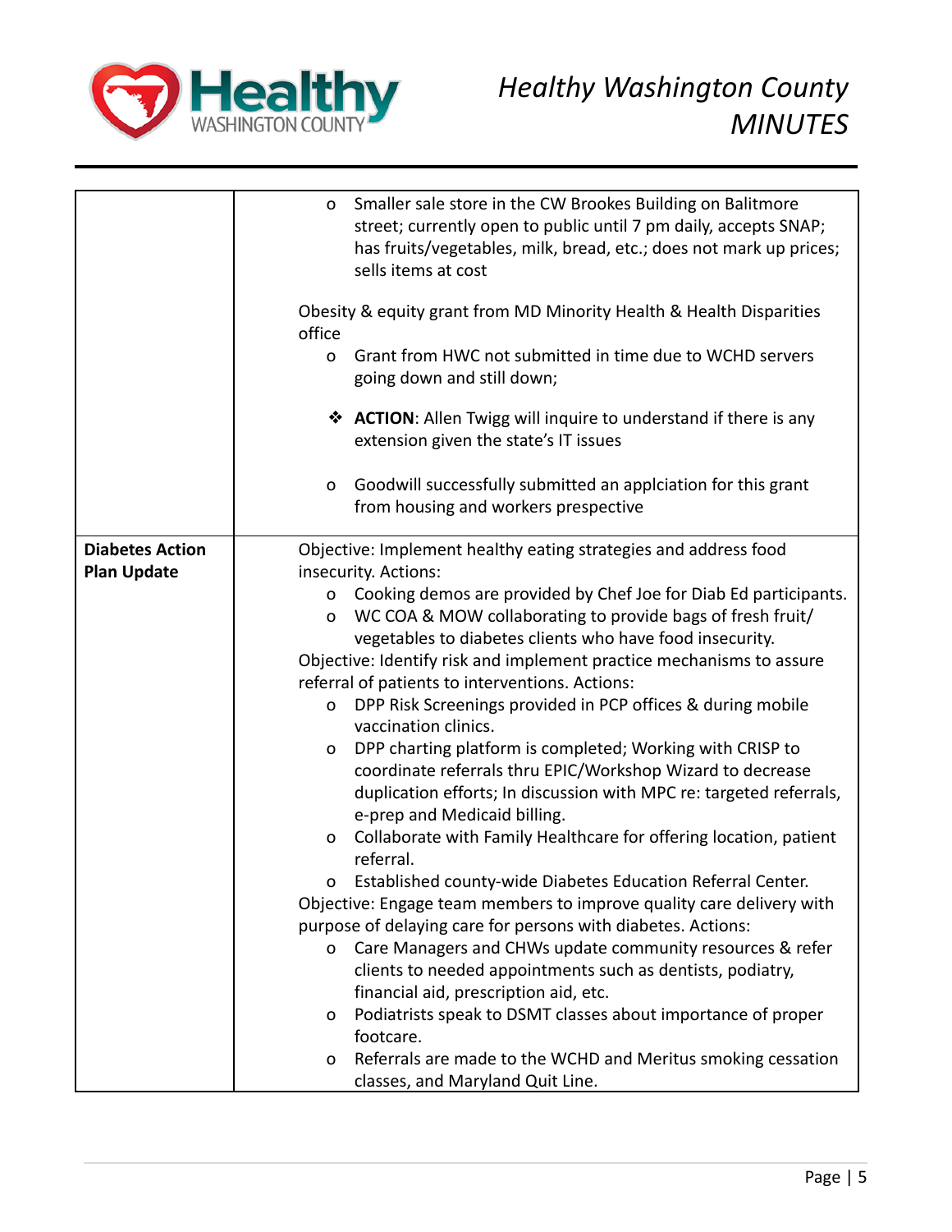| | |
|---|---|
| | o Smaller sale store in the CW Brookes Building on Balitmore street; currently open to public until 7 pm daily, accepts SNAP; has fruits/vegetables, milk, bread, etc.; does not mark up prices; sells items at cost<br><br>Obesity & equity grant from MD Minority Health & Health Disparities office<br>o Grant from HWC not submitted in time due to WCHD servers going down and still down;<br><br>❖ **ACTION**: Allen Twigg will inquire to understand if there is any extension given the state's IT issues<br><br>o Goodwill successfully submitted an applciation for this grant from housing and workers prespective |
| **Diabetes Action Plan Update** | Objective: Implement healthy eating strategies and address food insecurity. Actions:<br>o Cooking demos are provided by Chef Joe for Diab Ed participants.<br>o WC COA & MOW collaborating to provide bags of fresh fruit/ vegetables to diabetes clients who have food insecurity.<br>Objective: Identify risk and implement practice mechanisms to assure referral of patients to interventions. Actions:<br>o DPP Risk Screenings provided in PCP offices & during mobile vaccination clinics.<br>o DPP charting platform is completed; Working with CRISP to coordinate referrals thru EPIC/Workshop Wizard to decrease duplication efforts; In discussion with MPC re: targeted referrals, e-prep and Medicaid billing.<br>o Collaborate with Family Healthcare for offering location, patient referral.<br>o Established county-wide Diabetes Education Referral Center.<br>Objective: Engage team members to improve quality care delivery with purpose of delaying care for persons with diabetes. Actions:<br>o Care Managers and CHWs update community resources & refer clients to needed appointments such as dentists, podiatry, financial aid, prescription aid, etc.<br>o Podiatrists speak to DSMT classes about importance of proper footcare.<br>o Referrals are made to the WCHD and Meritus smoking cessation classes, and Maryland Quit Line. |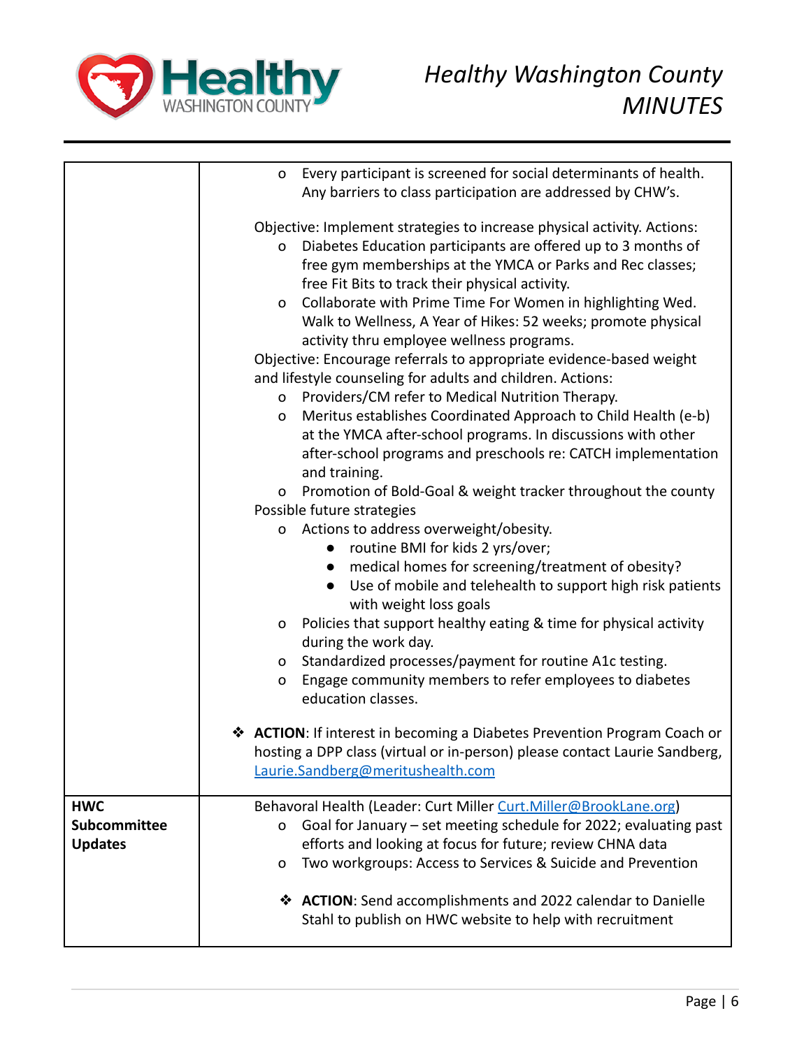| | |
|---|---|
| | <ul><li>Every participant is screened for social determinants of health. Any barriers to class participation are addressed by CHW's.</li></ul>Objective: Implement strategies to increase physical activity. Actions:<ul><li>Diabetes Education participants are offered up to 3 months of free gym memberships at the YMCA or Parks and Rec classes; free Fit Bits to track their physical activity.</li><li>Collaborate with Prime Time For Women in highlighting Wed. Walk to Wellness, A Year of Hikes: 52 weeks; promote physical activity thru employee wellness programs.</li></ul>Objective: Encourage referrals to appropriate evidence-based weight and lifestyle counseling for adults and children. Actions:<ul><li>Providers/CM refer to Medical Nutrition Therapy.</li><li>Meritus establishes Coordinated Approach to Child Health (e-b) at the YMCA after-school programs. In discussions with other after-school programs and preschools re: CATCH implementation and training.</li><li>Promotion of Bold-Goal & weight tracker throughout the county</li></ul>Possible future strategies<ul><li>Actions to address overweight/obesity.<ul><li>routine BMI for kids 2 yrs/over;</li><li>medical homes for screening/treatment of obesity?</li><li>Use of mobile and telehealth to support high risk patients with weight loss goals</li></ul></li><li>Policies that support healthy eating & time for physical activity during the work day.</li><li>Standardized processes/payment for routine A1c testing.</li><li>Engage community members to refer employees to diabetes education classes.</li></ul>❖ **ACTION**: If interest in becoming a Diabetes Prevention Program Coach or hosting a DPP class (virtual or in-person) please contact Laurie Sandberg, Laurie.Sandberg@meritushealth.com |
| **HWC Subcommittee Updates** | Behavoral Health (Leader: Curt Miller Curt.Miller@BrookLane.org)<ul><li>Goal for January – set meeting schedule for 2022; evaluating past efforts and looking at focus for future; review CHNA data</li><li>Two workgroups: Access to Services & Suicide and Prevention</li></ul>❖ **ACTION**: Send accomplishments and 2022 calendar to Danielle Stahl to publish on HWC website to help with recruitment |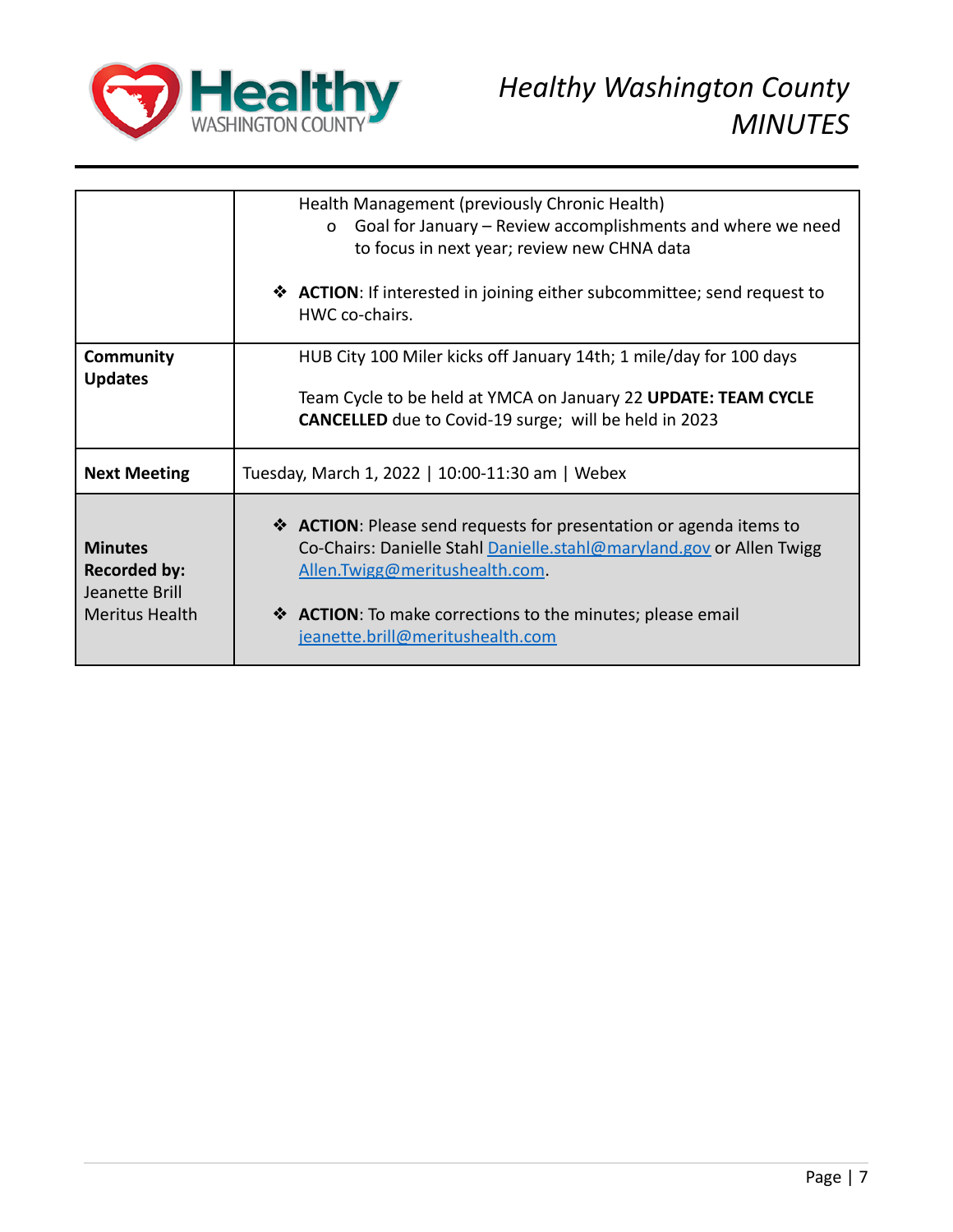| | |
|---|---|
| | Health Management (previously Chronic Health)<br>o Goal for January – Review accomplishments and where we need to focus in next year; review new CHNA data<br><br>❖ **ACTION**: If interested in joining either subcommittee; send request to HWC co-chairs. |
| **Community Updates** | HUB City 100 Miler kicks off January 14th; 1 mile/day for 100 days<br><br>Team Cycle to be held at YMCA on January 22 **UPDATE: TEAM CYCLE CANCELLED** due to Covid-19 surge; will be held in 2023 |
| **Next Meeting** | Tuesday, March 1, 2022 \| 10:00-11:30 am \| Webex |
| **Minutes Recorded by:** Jeanette Brill Meritus Health | ❖ **ACTION**: Please send requests for presentation or agenda items to Co-Chairs: Danielle Stahl Danielle.stahl@maryland.gov or Allen Twigg Allen.Twigg@meritushealth.com.<br><br>❖ **ACTION**: To make corrections to the minutes; please email jeanette.brill@meritushealth.com |